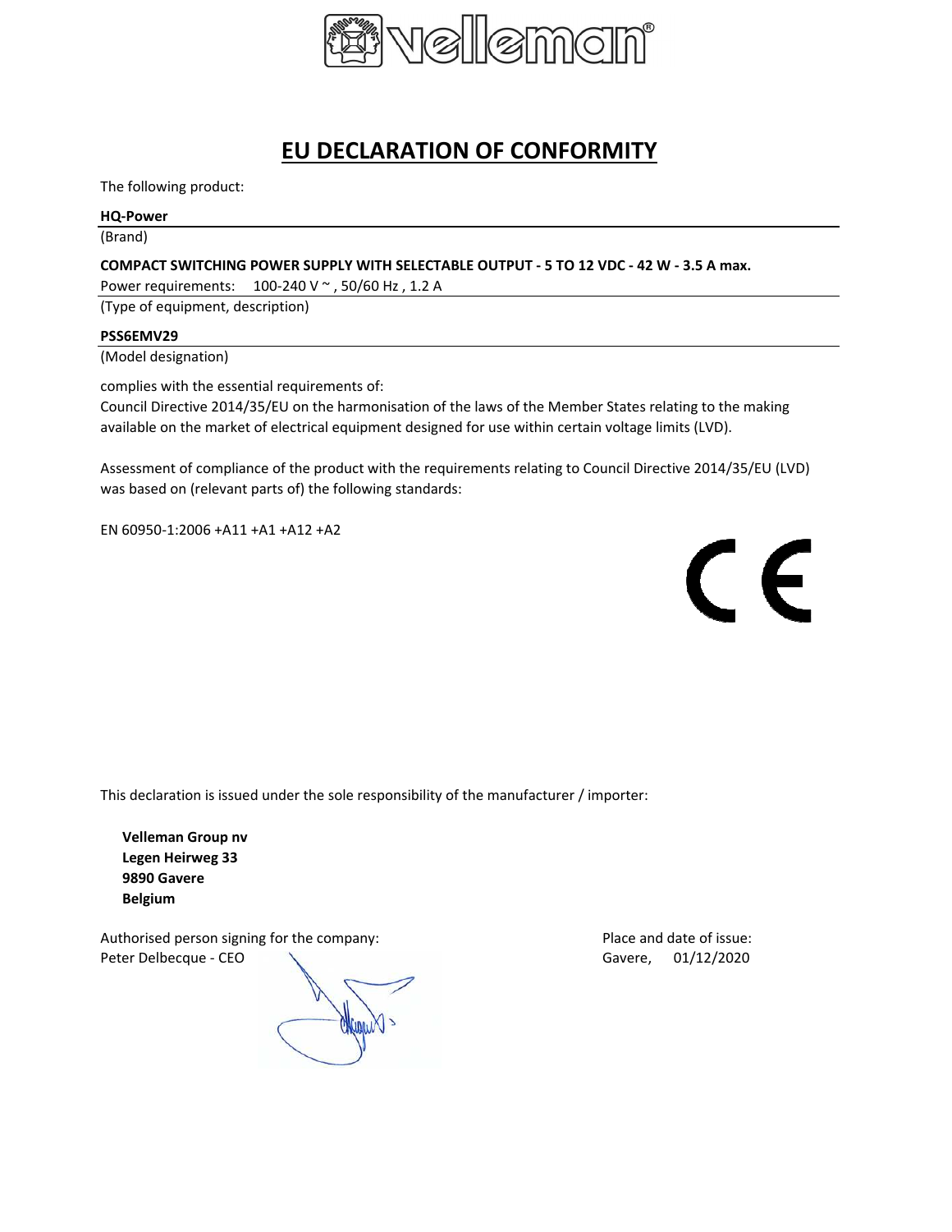# EU DECLARATION OF CONFORMITY

The following product:

**HQ-Power**

(Brand)

**COMPACT SWITCHING POWER SUPPLY WITH SELECTABLE OUTPUT - 5 TO 12 VDC - 42 W - 3.5 A max.**

Power requirements: 100-240 V ~ , 50/60 Hz , 1.2 A

(Type of equipment, description)

**PSS6EMV29**

(Model designation)

complies with the essential requirements of:
Council Directive 2014/35/EU on the harmonisation of the laws of the Member States relating to the making available on the market of electrical equipment designed for use within certain voltage limits (LVD).

Assessment of compliance of the product with the requirements relating to Council Directive 2014/35/EU (LVD) was based on (relevant parts of) the following standards:

EN 60950-1:2006 +A11 +A1 +A12 +A2

This declaration is issued under the sole responsibility of the manufacturer / importer:

**Velleman Group nv**
**Legen Heirweg 33**
**9890 Gavere**
**Belgium**

Authorised person signing for the company:
Peter Delbecque - CEO

Place and date of issue:
Gavere, 01/12/2020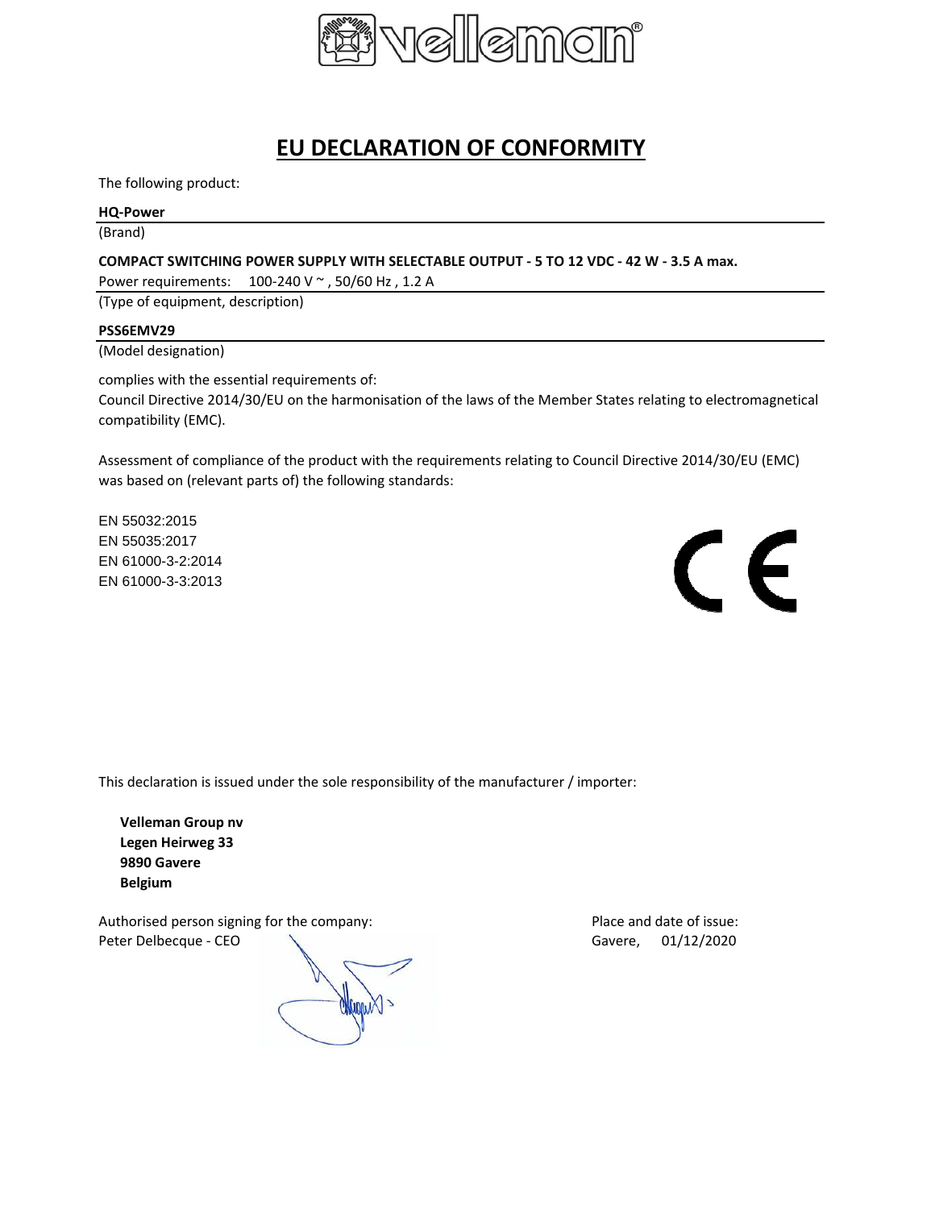# EU DECLARATION OF CONFORMITY

The following product:

**HQ-Power**

(Brand)

**COMPACT SWITCHING POWER SUPPLY WITH SELECTABLE OUTPUT - 5 TO 12 VDC - 42 W - 3.5 A max.**

Power requirements: 100-240 V ~ , 50/60 Hz , 1.2 A

(Type of equipment, description)

**PSS6EMV29**

(Model designation)

complies with the essential requirements of:
Council Directive 2014/30/EU on the harmonisation of the laws of the Member States relating to electromagnetical compatibility (EMC).

Assessment of compliance of the product with the requirements relating to Council Directive 2014/30/EU (EMC) was based on (relevant parts of) the following standards:

EN 55032:2015
EN 55035:2017
EN 61000-3-2:2014
EN 61000-3-3:2013

This declaration is issued under the sole responsibility of the manufacturer / importer:

**Velleman Group nv**
**Legen Heirweg 33**
**9890 Gavere**
**Belgium**

Authorised person signing for the company:
Peter Delbecque - CEO

Place and date of issue:
Gavere, 01/12/2020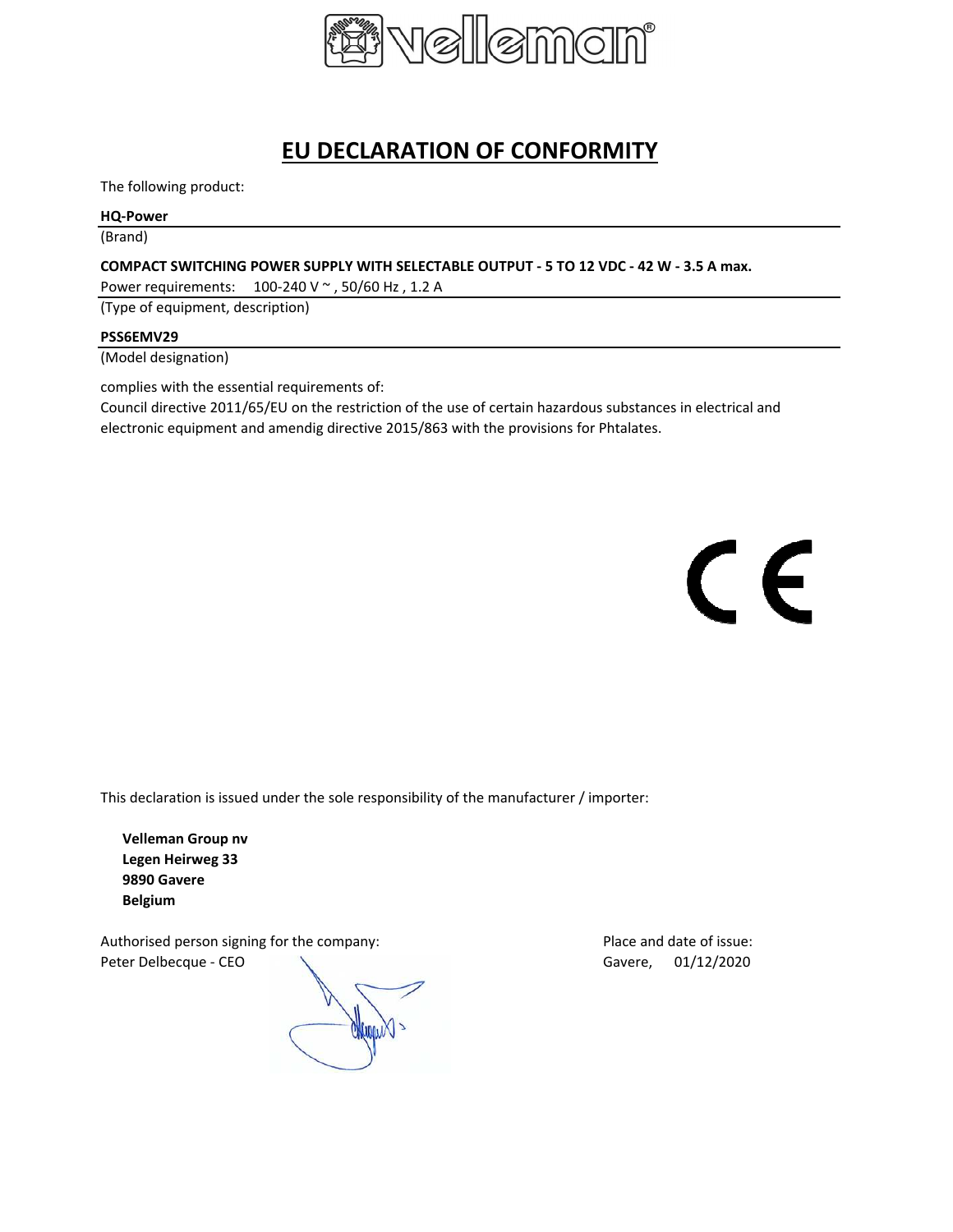# EU DECLARATION OF CONFORMITY

The following product:

**HQ-Power**

(Brand)

**COMPACT SWITCHING POWER SUPPLY WITH SELECTABLE OUTPUT - 5 TO 12 VDC - 42 W - 3.5 A max.**

Power requirements: 100-240 V ~ , 50/60 Hz , 1.2 A

(Type of equipment, description)

**PSS6EMV29**

(Model designation)

complies with the essential requirements of:

Council directive 2011/65/EU on the restriction of the use of certain hazardous substances in electrical and electronic equipment and amendig directive 2015/863 with the provisions for Phtalates.

This declaration is issued under the sole responsibility of the manufacturer / importer:

**Velleman Group nv**
**Legen Heirweg 33**
**9890 Gavere**
**Belgium**

Authorised person signing for the company:
Peter Delbecque - CEO

Place and date of issue:
Gavere, 01/12/2020